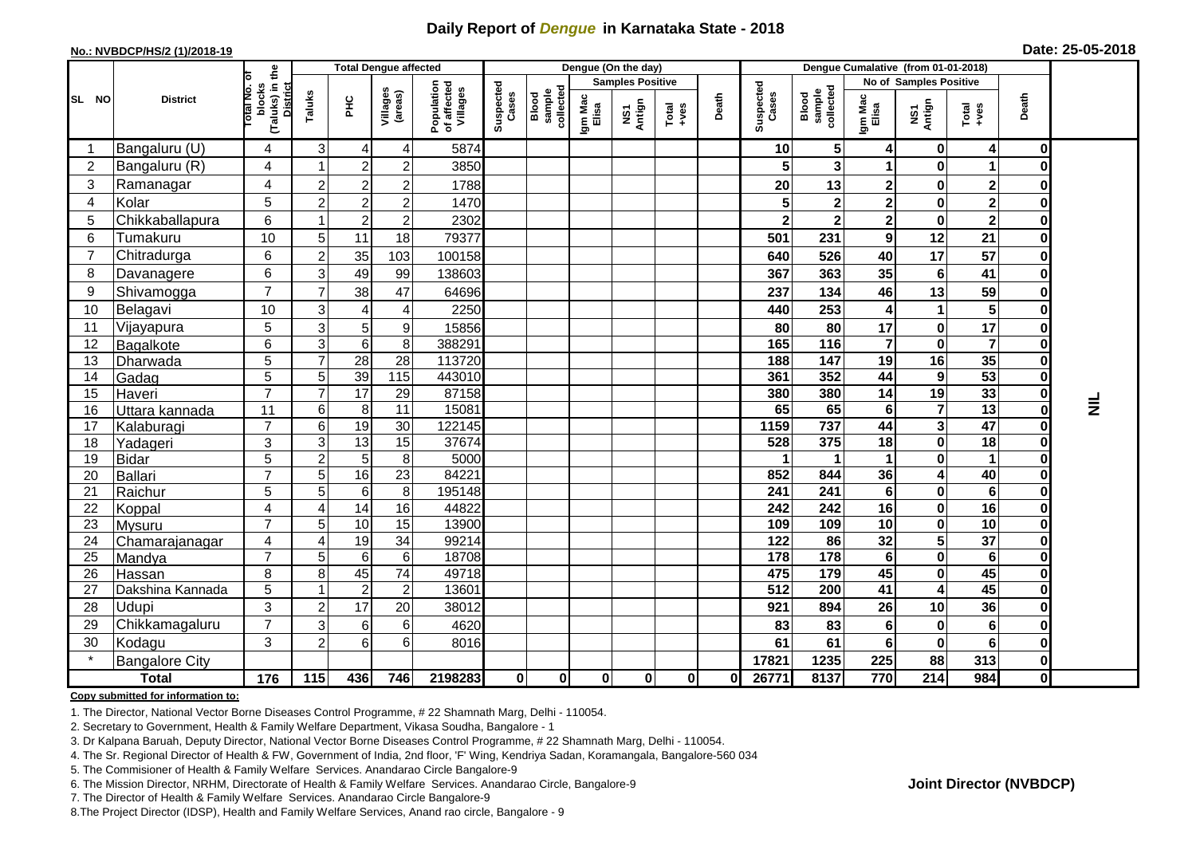# Daily Report of *Dengue* in Karnataka State - 2018

**No.: NVBDCP/HS/2 (1)/2018-19**

**Date: 25-05-2018**

| SL NO | District | Total No. of blocks (Taluks) in the District | Total Dengue affected | | | | Dengue (On the day) | | | | | | | Dengue Cumalative (from 01-01-2018) | | | | | | | |
|---|---|---|---|---|---|---|---|---|---|---|---|---|---|---|---|---|---|---|---|---|
| | | | Taluks | PHC | Villages (areas) | Population of affected Villages | Suspected Cases | Blood sample collected | Samples Positive | | | Death | Suspected Cases | Blood sample collected | No of Samples Positive | | | Death | |
| | | | | | | | | | Igm Mac Elisa | NS1 Antign | Total +ves | | | | Igm Mac Elisa | NS1 Antign | Total +ves | | |
| 1 | Bangaluru (U) | 4 | 3 | 4 | 4 | 5874 | | | | | | | 10 | 5 | 4 | 0 | 4 | 0 | NIL |
| 2 | Bangaluru (R) | 4 | 1 | 2 | 2 | 3850 | | | | | | | 5 | 3 | 1 | 0 | 1 | 0 | |
| 3 | Ramanagar | 4 | 2 | 2 | 2 | 1788 | | | | | | | 20 | 13 | 2 | 0 | 2 | 0 | |
| 4 | Kolar | 5 | 2 | 2 | 2 | 1470 | | | | | | | 5 | 2 | 2 | 0 | 2 | 0 | |
| 5 | Chikkaballapura | 6 | 1 | 2 | 2 | 2302 | | | | | | | 2 | 2 | 2 | 0 | 2 | 0 | |
| 6 | Tumakuru | 10 | 5 | 11 | 18 | 79377 | | | | | | | 501 | 231 | 9 | 12 | 21 | 0 | |
| 7 | Chitradurga | 6 | 2 | 35 | 103 | 100158 | | | | | | | 640 | 526 | 40 | 17 | 57 | 0 | |
| 8 | Davanagere | 6 | 3 | 49 | 99 | 138603 | | | | | | | 367 | 363 | 35 | 6 | 41 | 0 | |
| 9 | Shivamogga | 7 | 7 | 38 | 47 | 64696 | | | | | | | 237 | 134 | 46 | 13 | 59 | 0 | |
| 10 | Belagavi | 10 | 3 | 4 | 4 | 2250 | | | | | | | 440 | 253 | 4 | 1 | 5 | 0 | |
| 11 | Vijayapura | 5 | 3 | 5 | 9 | 15856 | | | | | | | 80 | 80 | 17 | 0 | 17 | 0 | |
| 12 | Bagalkote | 6 | 3 | 6 | 8 | 388291 | | | | | | | 165 | 116 | 7 | 0 | 7 | 0 | |
| 13 | Dharwada | 5 | 7 | 28 | 28 | 113720 | | | | | | | 188 | 147 | 19 | 16 | 35 | 0 | |
| 14 | Gadag | 5 | 5 | 39 | 115 | 443010 | | | | | | | 361 | 352 | 44 | 9 | 53 | 0 | |
| 15 | Haveri | 7 | 7 | 17 | 29 | 87158 | | | | | | | 380 | 380 | 14 | 19 | 33 | 0 | |
| 16 | Uttara kannada | 11 | 6 | 8 | 11 | 15081 | | | | | | | 65 | 65 | 6 | 7 | 13 | 0 | |
| 17 | Kalaburagi | 7 | 6 | 19 | 30 | 122145 | | | | | | | 1159 | 737 | 44 | 3 | 47 | 0 | |
| 18 | Yadageri | 3 | 3 | 13 | 15 | 37674 | | | | | | | 528 | 375 | 18 | 0 | 18 | 0 | |
| 19 | Bidar | 5 | 2 | 5 | 8 | 5000 | | | | | | | 1 | 1 | 1 | 0 | 1 | 0 | |
| 20 | Ballari | 7 | 5 | 16 | 23 | 84221 | | | | | | | 852 | 844 | 36 | 4 | 40 | 0 | |
| 21 | Raichur | 5 | 5 | 6 | 8 | 195148 | | | | | | | 241 | 241 | 6 | 0 | 6 | 0 | |
| 22 | Koppal | 4 | 4 | 14 | 16 | 44822 | | | | | | | 242 | 242 | 16 | 0 | 16 | 0 | |
| 23 | Mysuru | 7 | 5 | 10 | 15 | 13900 | | | | | | | 109 | 109 | 10 | 0 | 10 | 0 | |
| 24 | Chamarajanagar | 4 | 4 | 19 | 34 | 99214 | | | | | | | 122 | 86 | 32 | 5 | 37 | 0 | |
| 25 | Mandya | 7 | 5 | 6 | 6 | 18708 | | | | | | | 178 | 178 | 6 | 0 | 6 | 0 | |
| 26 | Hassan | 8 | 8 | 45 | 74 | 49718 | | | | | | | 475 | 179 | 45 | 0 | 45 | 0 | |
| 27 | Dakshina Kannada | 5 | 1 | 2 | 2 | 13601 | | | | | | | 512 | 200 | 41 | 4 | 45 | 0 | |
| 28 | Udupi | 3 | 2 | 17 | 20 | 38012 | | | | | | | 921 | 894 | 26 | 10 | 36 | 0 | |
| 29 | Chikkamagaluru | 7 | 3 | 6 | 6 | 4620 | | | | | | | 83 | 83 | 6 | 0 | 6 | 0 | |
| 30 | Kodagu | 3 | 2 | 6 | 6 | 8016 | | | | | | | 61 | 61 | 6 | 0 | 6 | 0 | |
| * | Bangalore City | | | | | | | | | | | | 17821 | 1235 | 225 | 88 | 313 | 0 | |
| | **Total** | **176** | **115** | **436** | **746** | **2198283** | **0** | **0** | **0** | **0** | **0** | **0** | **26771** | **8137** | **770** | **214** | **984** | **0** | |

**Copy submitted for information to:**

1. The Director, National Vector Borne Diseases Control Programme, # 22 Shamnath Marg, Delhi - 110054.
2. Secretary to Government, Health & Family Welfare Department, Vikasa Soudha, Bangalore - 1
3. Dr Kalpana Baruah, Deputy Director, National Vector Borne Diseases Control Programme, # 22 Shamnath Marg, Delhi - 110054.
4. The Sr. Regional Director of Health & FW, Government of India, 2nd floor, 'F' Wing, Kendriya Sadan, Koramangala, Bangalore-560 034
5. The Commisioner of Health & Family Welfare Services. Anandarao Circle Bangalore-9
6. The Mission Director, NRHM, Directorate of Health & Family Welfare Services. Anandarao Circle, Bangalore-9
7. The Director of Health & Family Welfare Services. Anandarao Circle Bangalore-9
8. The Project Director (IDSP), Health and Family Welfare Services, Anand rao circle, Bangalore - 9

**Joint Director (NVBDCP)**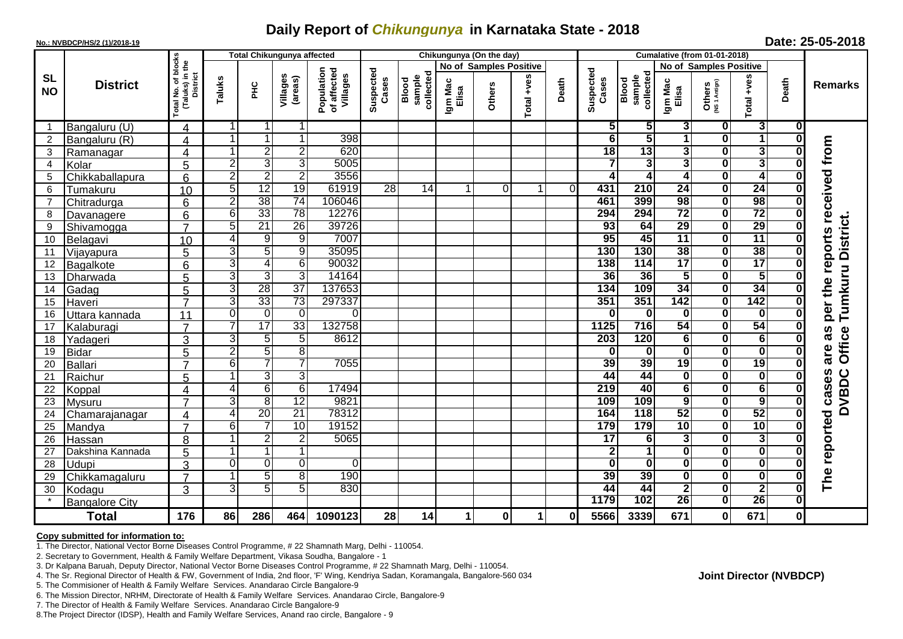# Daily Report of *Chikungunya* in Karnataka State - 2018

**No.: NVBDCP/HS/2 (1)/2018-19**

**Date: 25-05-2018**

| SL NO | District | Total No. of blocks (Taluks) in the District | Total Chikungunya affected | | | | Chikungunya (On the day) | | | | | | | Cumalative (from 01-01-2018) | | | | | | | Remarks |
|---|---|---|---|---|---|---|---|---|---|---|---|---|---|---|---|---|---|---|---|---|---|
| | | | | | | | | | No of Samples Positive | | | | | | | No of Samples Positive | | | | | |
| | | | Taluks | PHC | Villages (areas) | Population of affected Villages | Suspected Cases | Blood sample collected | Igm Mac Elisa | Others | Total +ves | Death | Suspected Cases | Blood sample collected | Igm Mac Elisa | Others (NS 1 Antign) | Total +ves | Death | |
| 1 | Bangaluru (U) | 4 | 1 | 1 | 1 | | | | | | | | 5 | 5 | 3 | 0 | 3 | 0 | The reported cases are as per the reports received from DVBDC Office Tumkuru District. |
| 2 | Bangaluru (R) | 4 | 1 | 1 | 1 | 398 | | | | | | | 6 | 5 | 1 | 0 | 1 | 0 | |
| 3 | Ramanagar | 4 | 1 | 2 | 2 | 620 | | | | | | | 18 | 13 | 3 | 0 | 3 | 0 | |
| 4 | Kolar | 5 | 2 | 3 | 3 | 5005 | | | | | | | 7 | 3 | 3 | 0 | 3 | 0 | |
| 5 | Chikkaballapura | 6 | 2 | 2 | 2 | 3556 | | | | | | | 4 | 4 | 4 | 0 | 4 | 0 | |
| 6 | Tumakuru | 10 | 5 | 12 | 19 | 61919 | 28 | 14 | 1 | 0 | 1 | 0 | 431 | 210 | 24 | 0 | 24 | 0 | |
| 7 | Chitradurga | 6 | 2 | 38 | 74 | 106046 | | | | | | | 461 | 399 | 98 | 0 | 98 | 0 | |
| 8 | Davanagere | 6 | 6 | 33 | 78 | 12276 | | | | | | | 294 | 294 | 72 | 0 | 72 | 0 | |
| 9 | Shivamogga | 7 | 5 | 21 | 26 | 39726 | | | | | | | 93 | 64 | 29 | 0 | 29 | 0 | |
| 10 | Belagavi | 10 | 4 | 9 | 9 | 7007 | | | | | | | 95 | 45 | 11 | 0 | 11 | 0 | |
| 11 | Vijayapura | 5 | 3 | 5 | 9 | 35095 | | | | | | | 130 | 130 | 38 | 0 | 38 | 0 | |
| 12 | Bagalkote | 6 | 3 | 4 | 6 | 90032 | | | | | | | 138 | 114 | 17 | 0 | 17 | 0 | |
| 13 | Dharwada | 5 | 3 | 3 | 3 | 14164 | | | | | | | 36 | 36 | 5 | 0 | 5 | 0 | |
| 14 | Gadag | 5 | 3 | 28 | 37 | 137653 | | | | | | | 134 | 109 | 34 | 0 | 34 | 0 | |
| 15 | Haveri | 7 | 3 | 33 | 73 | 297337 | | | | | | | 351 | 351 | 142 | 0 | 142 | 0 | |
| 16 | Uttara kannada | 11 | 0 | 0 | 0 | 0 | | | | | | | 0 | 0 | 0 | 0 | 0 | 0 | |
| 17 | Kalaburagi | 7 | 7 | 17 | 33 | 132758 | | | | | | | 1125 | 716 | 54 | 0 | 54 | 0 | |
| 18 | Yadageri | 3 | 3 | 5 | 5 | 8612 | | | | | | | 203 | 120 | 6 | 0 | 6 | 0 | |
| 19 | Bidar | 5 | 2 | 5 | 8 | | | | | | | | 0 | 0 | 0 | 0 | 0 | 0 | |
| 20 | Ballari | 7 | 6 | 7 | 7 | 7055 | | | | | | | 39 | 39 | 19 | 0 | 19 | 0 | |
| 21 | Raichur | 5 | 1 | 3 | 3 | | | | | | | | 44 | 44 | 0 | 0 | 0 | 0 | |
| 22 | Koppal | 4 | 4 | 6 | 6 | 17494 | | | | | | | 219 | 40 | 6 | 0 | 6 | 0 | |
| 23 | Mysuru | 7 | 3 | 8 | 12 | 9821 | | | | | | | 109 | 109 | 9 | 0 | 9 | 0 | |
| 24 | Chamarajanagar | 4 | 4 | 20 | 21 | 78312 | | | | | | | 164 | 118 | 52 | 0 | 52 | 0 | |
| 25 | Mandya | 7 | 6 | 7 | 10 | 19152 | | | | | | | 179 | 179 | 10 | 0 | 10 | 0 | |
| 26 | Hassan | 8 | 1 | 2 | 2 | 5065 | | | | | | | 17 | 6 | 3 | 0 | 3 | 0 | |
| 27 | Dakshina Kannada | 5 | 1 | 1 | 1 | | | | | | | | 2 | 1 | 0 | 0 | 0 | 0 | |
| 28 | Udupi | 3 | 0 | 0 | 0 | 0 | | | | | | | 0 | 0 | 0 | 0 | 0 | 0 | |
| 29 | Chikkamagaluru | 7 | 1 | 5 | 8 | 190 | | | | | | | 39 | 39 | 0 | 0 | 0 | 0 | |
| 30 | Kodagu | 3 | 3 | 5 | 5 | 830 | | | | | | | 44 | 44 | 2 | 0 | 2 | 0 | |
| * | Bangalore City | | | | | | | | | | | | 1179 | 102 | 26 | 0 | 26 | 0 | |
| **Total** | | **176** | **86** | **286** | **464** | **1090123** | **28** | **14** | **1** | **0** | **1** | **0** | **5566** | **3339** | **671** | **0** | **671** | **0** | |

**Copy submitted for information to:**

1. The Director, National Vector Borne Diseases Control Programme, # 22 Shamnath Marg, Delhi - 110054.
2. Secretary to Government, Health & Family Welfare Department, Vikasa Soudha, Bangalore - 1
3. Dr Kalpana Baruah, Deputy Director, National Vector Borne Diseases Control Programme, # 22 Shamnath Marg, Delhi - 110054.
4. The Sr. Regional Director of Health & FW, Government of India, 2nd floor, 'F' Wing, Kendriya Sadan, Koramangala, Bangalore-560 034
5. The Commisioner of Health & Family Welfare Services. Anandarao Circle Bangalore-9
6. The Mission Director, NRHM, Directorate of Health & Family Welfare Services. Anandarao Circle, Bangalore-9
7. The Director of Health & Family Welfare Services. Anandarao Circle Bangalore-9
8. The Project Director (IDSP), Health and Family Welfare Services, Anand rao circle, Bangalore - 9

**Joint Director (NVBDCP)**